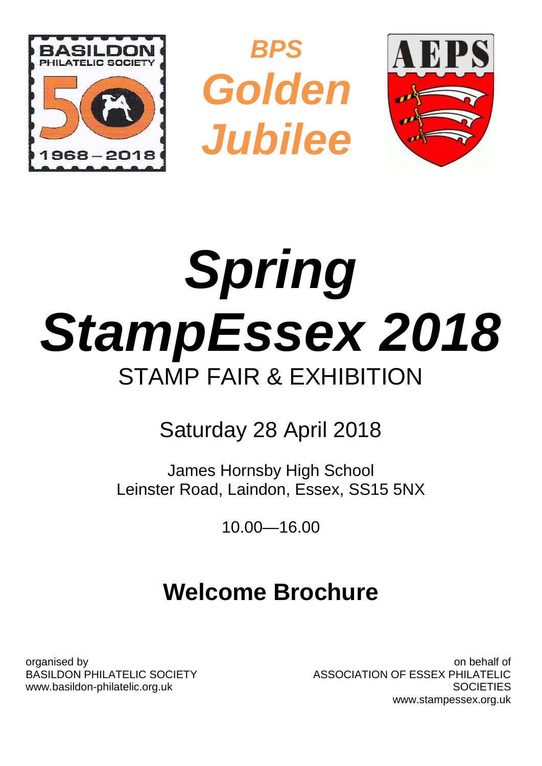***BPS Golden Jubilee***

# *Spring StampEssex 2018*

## STAMP FAIR & EXHIBITION

Saturday 28 April 2018

James Hornsby High School
Leinster Road, Laindon, Essex, SS15 5NX

10.00—16.00

## Welcome Brochure

organised by
BASILDON PHILATELIC SOCIETY
www.basildon-philatelic.org.uk

on behalf of
ASSOCIATION OF ESSEX PHILATELIC SOCIETIES
www.stampessex.org.uk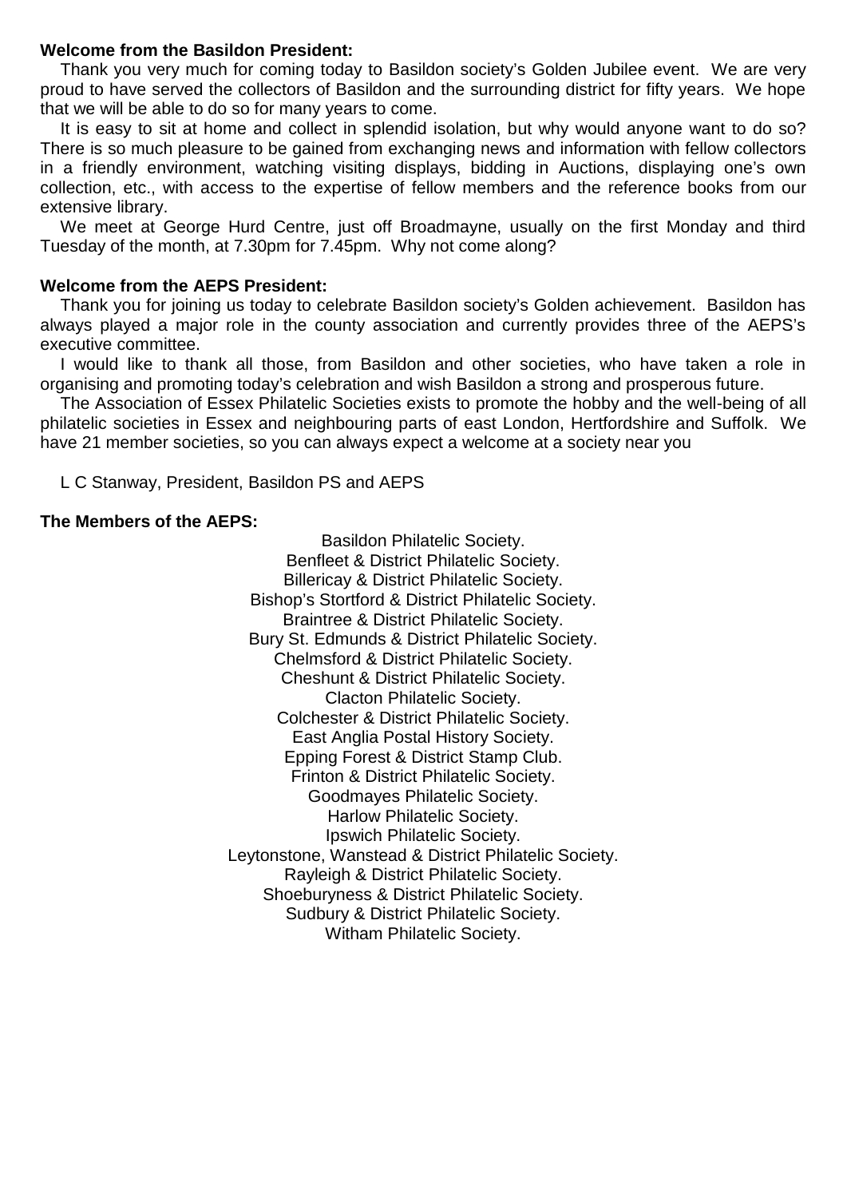**Welcome from the Basildon President:**

Thank you very much for coming today to Basildon society's Golden Jubilee event. We are very proud to have served the collectors of Basildon and the surrounding district for fifty years. We hope that we will be able to do so for many years to come.

It is easy to sit at home and collect in splendid isolation, but why would anyone want to do so? There is so much pleasure to be gained from exchanging news and information with fellow collectors in a friendly environment, watching visiting displays, bidding in Auctions, displaying one's own collection, etc., with access to the expertise of fellow members and the reference books from our extensive library.

We meet at George Hurd Centre, just off Broadmayne, usually on the first Monday and third Tuesday of the month, at 7.30pm for 7.45pm. Why not come along?

**Welcome from the AEPS President:**

Thank you for joining us today to celebrate Basildon society's Golden achievement. Basildon has always played a major role in the county association and currently provides three of the AEPS's executive committee.

I would like to thank all those, from Basildon and other societies, who have taken a role in organising and promoting today's celebration and wish Basildon a strong and prosperous future.

The Association of Essex Philatelic Societies exists to promote the hobby and the well-being of all philatelic societies in Essex and neighbouring parts of east London, Hertfordshire and Suffolk. We have 21 member societies, so you can always expect a welcome at a society near you

L C Stanway, President, Basildon PS and AEPS

**The Members of the AEPS:**

Basildon Philatelic Society.
Benfleet & District Philatelic Society.
Billericay & District Philatelic Society.
Bishop's Stortford & District Philatelic Society.
Braintree & District Philatelic Society.
Bury St. Edmunds & District Philatelic Society.
Chelmsford & District Philatelic Society.
Cheshunt & District Philatelic Society.
Clacton Philatelic Society.
Colchester & District Philatelic Society.
East Anglia Postal History Society.
Epping Forest & District Stamp Club.
Frinton & District Philatelic Society.
Goodmayes Philatelic Society.
Harlow Philatelic Society.
Ipswich Philatelic Society.
Leytonstone, Wanstead & District Philatelic Society.
Rayleigh & District Philatelic Society.
Shoeburyness & District Philatelic Society.
Sudbury & District Philatelic Society.
Witham Philatelic Society.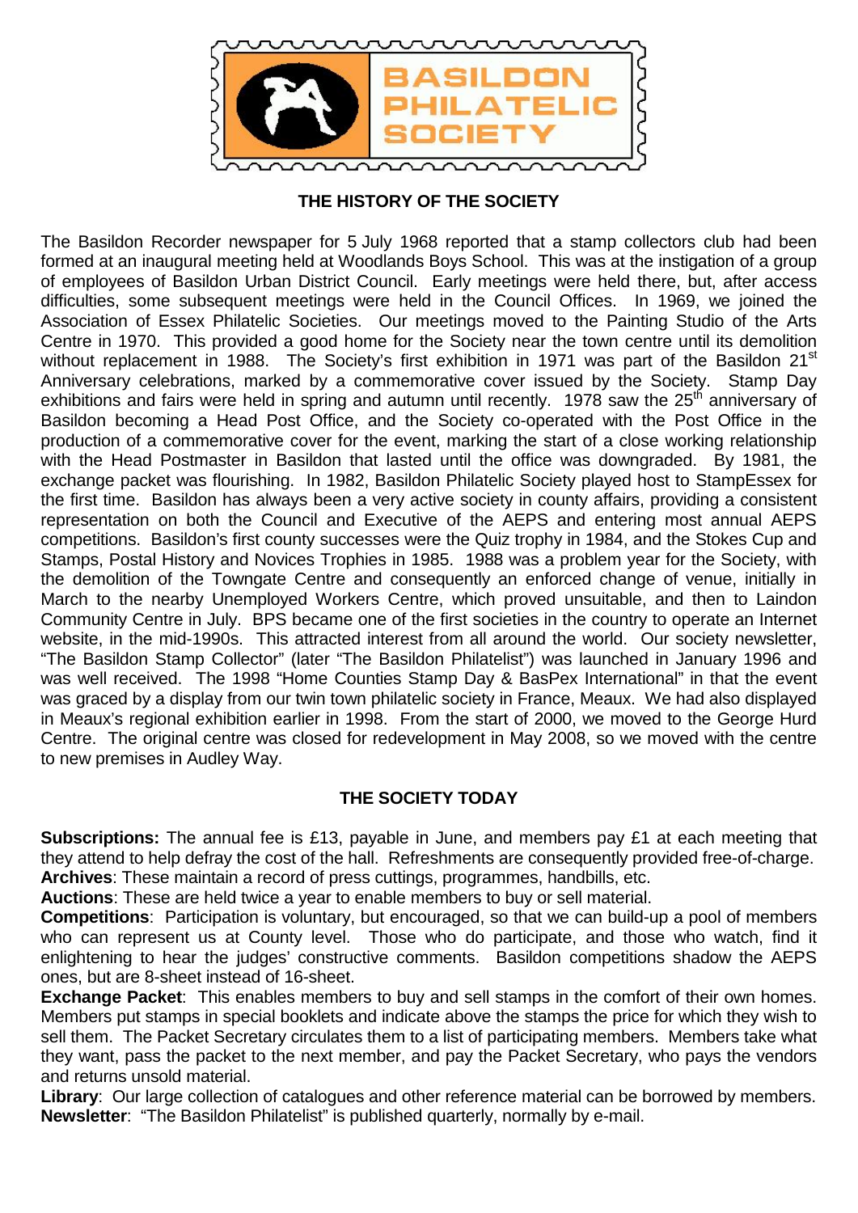BASILDON PHILATELIC SOCIETY

## THE HISTORY OF THE SOCIETY

The Basildon Recorder newspaper for 5 July 1968 reported that a stamp collectors club had been formed at an inaugural meeting held at Woodlands Boys School. This was at the instigation of a group of employees of Basildon Urban District Council. Early meetings were held there, but, after access difficulties, some subsequent meetings were held in the Council Offices. In 1969, we joined the Association of Essex Philatelic Societies. Our meetings moved to the Painting Studio of the Arts Centre in 1970. This provided a good home for the Society near the town centre until its demolition without replacement in 1988. The Society's first exhibition in 1971 was part of the Basildon 21st Anniversary celebrations, marked by a commemorative cover issued by the Society. Stamp Day exhibitions and fairs were held in spring and autumn until recently. 1978 saw the 25th anniversary of Basildon becoming a Head Post Office, and the Society co-operated with the Post Office in the production of a commemorative cover for the event, marking the start of a close working relationship with the Head Postmaster in Basildon that lasted until the office was downgraded. By 1981, the exchange packet was flourishing. In 1982, Basildon Philatelic Society played host to StampEssex for the first time. Basildon has always been a very active society in county affairs, providing a consistent representation on both the Council and Executive of the AEPS and entering most annual AEPS competitions. Basildon's first county successes were the Quiz trophy in 1984, and the Stokes Cup and Stamps, Postal History and Novices Trophies in 1985. 1988 was a problem year for the Society, with the demolition of the Towngate Centre and consequently an enforced change of venue, initially in March to the nearby Unemployed Workers Centre, which proved unsuitable, and then to Laindon Community Centre in July. BPS became one of the first societies in the country to operate an Internet website, in the mid-1990s. This attracted interest from all around the world. Our society newsletter, "The Basildon Stamp Collector" (later "The Basildon Philatelist") was launched in January 1996 and was well received. The 1998 "Home Counties Stamp Day & BasPex International" in that the event was graced by a display from our twin town philatelic society in France, Meaux. We had also displayed in Meaux's regional exhibition earlier in 1998. From the start of 2000, we moved to the George Hurd Centre. The original centre was closed for redevelopment in May 2008, so we moved with the centre to new premises in Audley Way.

## THE SOCIETY TODAY

**Subscriptions:** The annual fee is £13, payable in June, and members pay £1 at each meeting that they attend to help defray the cost of the hall. Refreshments are consequently provided free-of-charge.
**Archives**: These maintain a record of press cuttings, programmes, handbills, etc.
**Auctions**: These are held twice a year to enable members to buy or sell material.
**Competitions**: Participation is voluntary, but encouraged, so that we can build-up a pool of members who can represent us at County level. Those who do participate, and those who watch, find it enlightening to hear the judges' constructive comments. Basildon competitions shadow the AEPS ones, but are 8-sheet instead of 16-sheet.
**Exchange Packet**: This enables members to buy and sell stamps in the comfort of their own homes. Members put stamps in special booklets and indicate above the stamps the price for which they wish to sell them. The Packet Secretary circulates them to a list of participating members. Members take what they want, pass the packet to the next member, and pay the Packet Secretary, who pays the vendors and returns unsold material.
**Library**: Our large collection of catalogues and other reference material can be borrowed by members.
**Newsletter**: "The Basildon Philatelist" is published quarterly, normally by e-mail.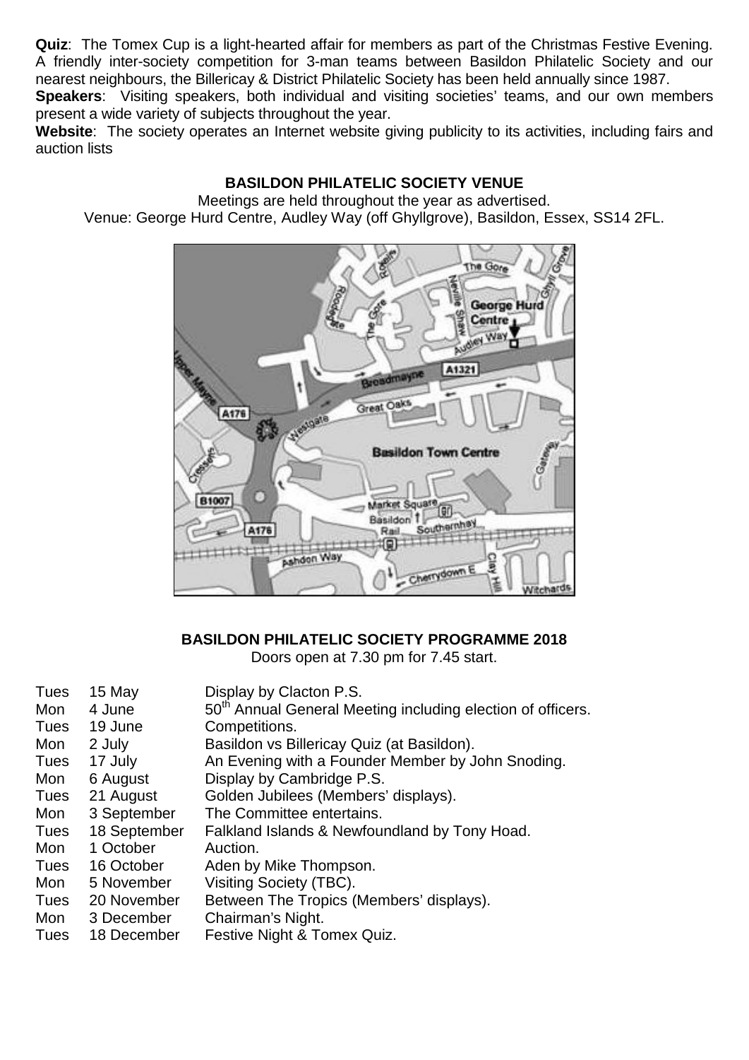**Quiz**: The Tomex Cup is a light-hearted affair for members as part of the Christmas Festive Evening. A friendly inter-society competition for 3-man teams between Basildon Philatelic Society and our nearest neighbours, the Billericay & District Philatelic Society has been held annually since 1987.

**Speakers**: Visiting speakers, both individual and visiting societies' teams, and our own members present a wide variety of subjects throughout the year.

**Website**: The society operates an Internet website giving publicity to its activities, including fairs and auction lists

## BASILDON PHILATELIC SOCIETY VENUE

Meetings are held throughout the year as advertised.
Venue: George Hurd Centre, Audley Way (off Ghyllgrove), Basildon, Essex, SS14 2FL.

## BASILDON PHILATELIC SOCIETY PROGRAMME 2018

Doors open at 7.30 pm for 7.45 start.

| | | |
|---|---|---|
| Tues | 15 May | Display by Clacton P.S. |
| Mon | 4 June | 50th Annual General Meeting including election of officers. |
| Tues | 19 June | Competitions. |
| Mon | 2 July | Basildon vs Billericay Quiz (at Basildon). |
| Tues | 17 July | An Evening with a Founder Member by John Snoding. |
| Mon | 6 August | Display by Cambridge P.S. |
| Tues | 21 August | Golden Jubilees (Members' displays). |
| Mon | 3 September | The Committee entertains. |
| Tues | 18 September | Falkland Islands & Newfoundland by Tony Hoad. |
| Mon | 1 October | Auction. |
| Tues | 16 October | Aden by Mike Thompson. |
| Mon | 5 November | Visiting Society (TBC). |
| Tues | 20 November | Between The Tropics (Members' displays). |
| Mon | 3 December | Chairman's Night. |
| Tues | 18 December | Festive Night & Tomex Quiz. |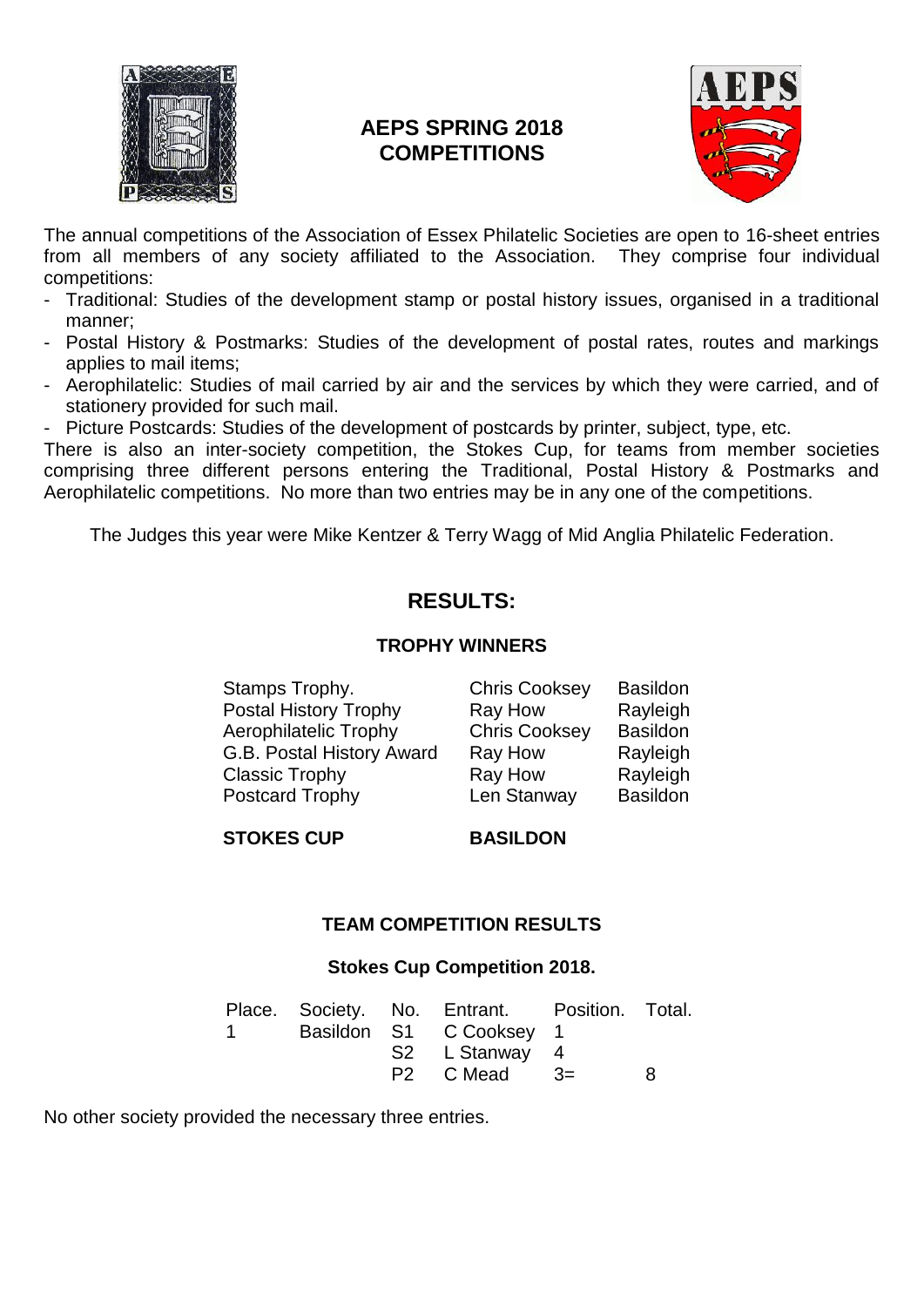# AEPS SPRING 2018 COMPETITIONS

The annual competitions of the Association of Essex Philatelic Societies are open to 16-sheet entries from all members of any society affiliated to the Association. They comprise four individual competitions:

- Traditional: Studies of the development stamp or postal history issues, organised in a traditional manner;
- Postal History & Postmarks: Studies of the development of postal rates, routes and markings applies to mail items;
- Aerophilatelic: Studies of mail carried by air and the services by which they were carried, and of stationery provided for such mail.
- Picture Postcards: Studies of the development of postcards by printer, subject, type, etc.

There is also an inter-society competition, the Stokes Cup, for teams from member societies comprising three different persons entering the Traditional, Postal History & Postmarks and Aerophilatelic competitions. No more than two entries may be in any one of the competitions.

The Judges this year were Mike Kentzer & Terry Wagg of Mid Anglia Philatelic Federation.

## RESULTS:

### TROPHY WINNERS

| | | |
|---|---|---|
| Stamps Trophy. | Chris Cooksey | Basildon |
| Postal History Trophy | Ray How | Rayleigh |
| Aerophilatelic Trophy | Chris Cooksey | Basildon |
| G.B. Postal History Award | Ray How | Rayleigh |
| Classic Trophy | Ray How | Rayleigh |
| Postcard Trophy | Len Stanway | Basildon |

**STOKES CUP** **BASILDON**

### TEAM COMPETITION RESULTS

### Stokes Cup Competition 2018.

| Place. | Society. | No. | Entrant. | Position. | Total. |
|---|---|---|---|---|---|
| 1 | Basildon | S1 | C Cooksey | 1 | |
| | | S2 | L Stanway | 4 | |
| | | P2 | C Mead | 3= | 8 |

No other society provided the necessary three entries.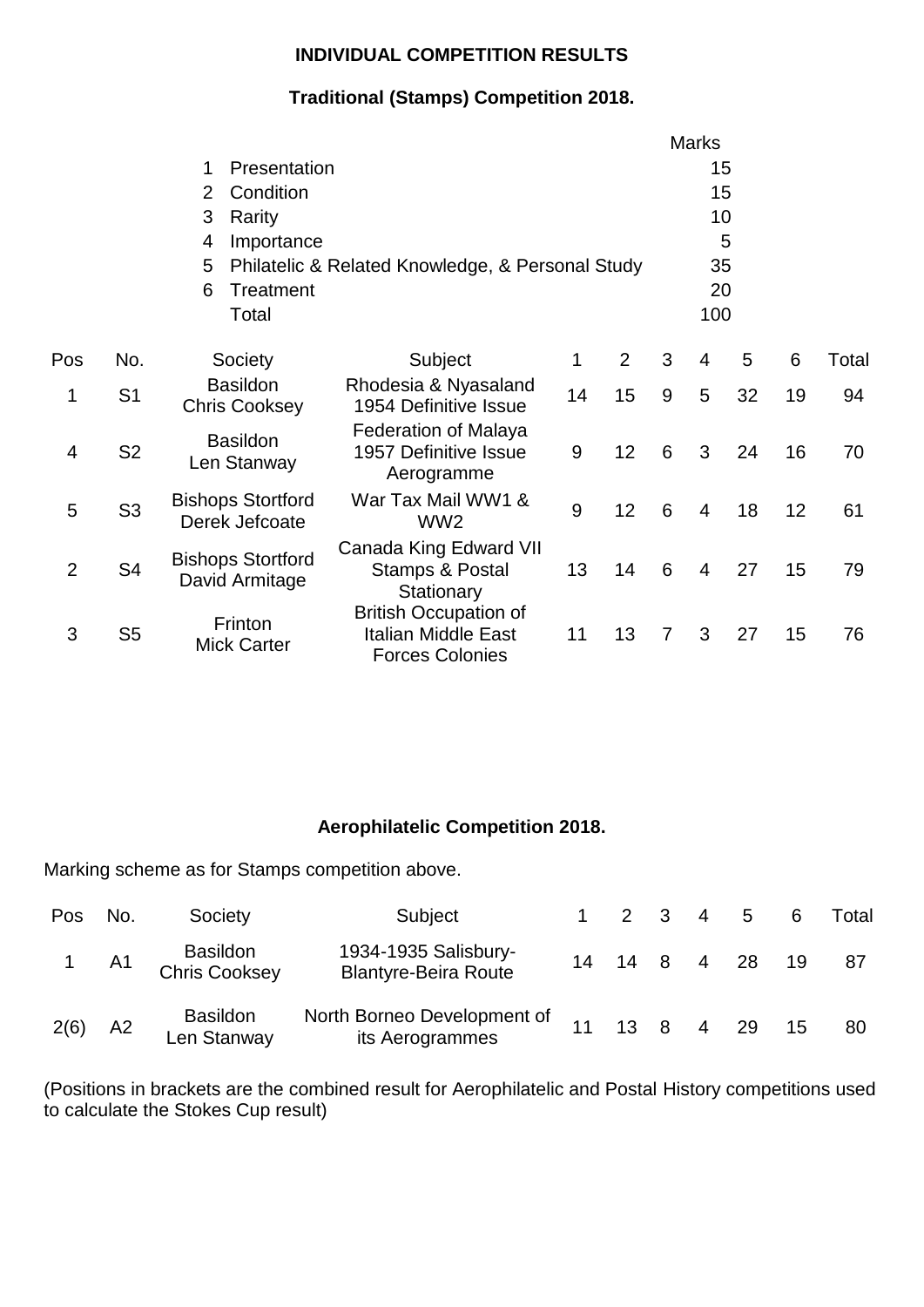**INDIVIDUAL COMPETITION RESULTS**

**Traditional (Stamps) Competition 2018.**

| | | Marks |
|---|---|---|
| 1 | Presentation | 15 |
| 2 | Condition | 15 |
| 3 | Rarity | 10 |
| 4 | Importance | 5 |
| 5 | Philatelic & Related Knowledge, & Personal Study | 35 |
| 6 | Treatment | 20 |
| | Total | 100 |

| Pos | No. | Society | Subject | 1 | 2 | 3 | 4 | 5 | 6 | Total |
|---|---|---|---|---|---|---|---|---|---|---|
| 1 | S1 | Basildon Chris Cooksey | Rhodesia & Nyasaland 1954 Definitive Issue | 14 | 15 | 9 | 5 | 32 | 19 | 94 |
| 4 | S2 | Basildon Len Stanway | Federation of Malaya 1957 Definitive Issue Aerogramme | 9 | 12 | 6 | 3 | 24 | 16 | 70 |
| 5 | S3 | Bishops Stortford Derek Jefcoate | War Tax Mail WW1 & WW2 | 9 | 12 | 6 | 4 | 18 | 12 | 61 |
| 2 | S4 | Bishops Stortford David Armitage | Canada King Edward VII Stamps & Postal Stationary | 13 | 14 | 6 | 4 | 27 | 15 | 79 |
| 3 | S5 | Frinton Mick Carter | British Occupation of Italian Middle East Forces Colonies | 11 | 13 | 7 | 3 | 27 | 15 | 76 |

**Aerophilatelic Competition 2018.**

Marking scheme as for Stamps competition above.

| Pos | No. | Society | Subject | 1 | 2 | 3 | 4 | 5 | 6 | Total |
|---|---|---|---|---|---|---|---|---|---|---|
| 1 | A1 | Basildon Chris Cooksey | 1934-1935 Salisbury-Blantyre-Beira Route | 14 | 14 | 8 | 4 | 28 | 19 | 87 |
| 2(6) | A2 | Basildon Len Stanway | North Borneo Development of its Aerogrammes | 11 | 13 | 8 | 4 | 29 | 15 | 80 |

(Positions in brackets are the combined result for Aerophilatelic and Postal History competitions used to calculate the Stokes Cup result)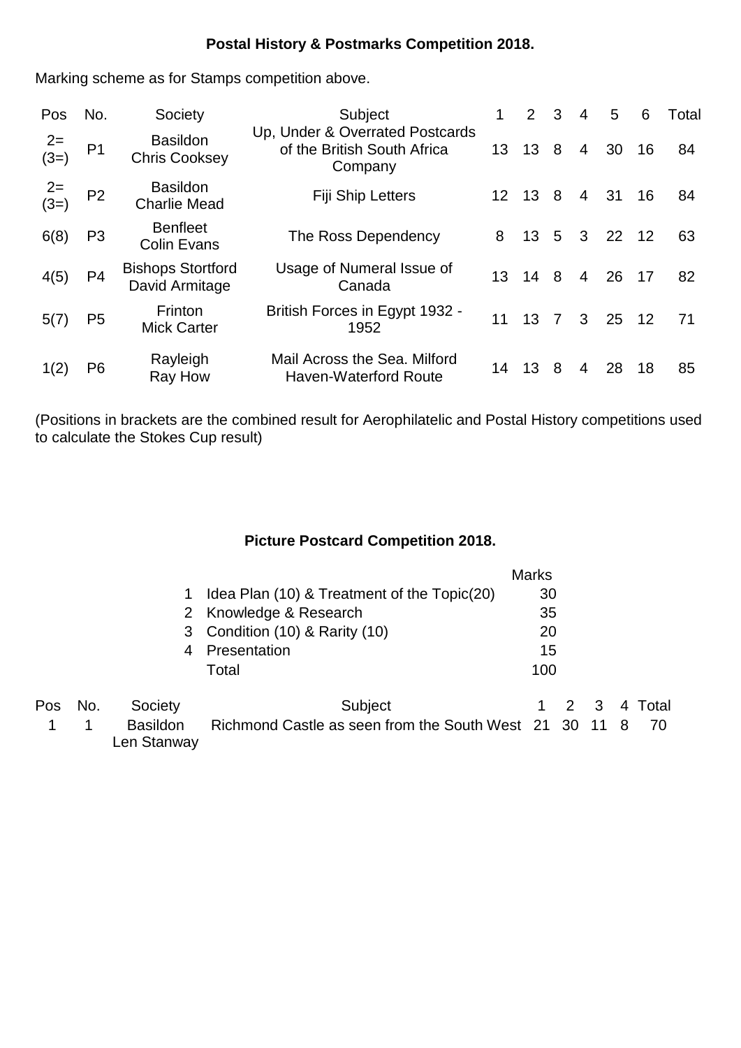**Postal History & Postmarks Competition 2018.**

Marking scheme as for Stamps competition above.

| Pos | No. | Society | Subject | 1 | 2 | 3 | 4 | 5 | 6 | Total |
|---|---|---|---|---|---|---|---|---|---|---|
| 2= (3=) | P1 | Basildon Chris Cooksey | Up, Under & Overrated Postcards of the British South Africa Company | 13 | 13 | 8 | 4 | 30 | 16 | 84 |
| 2= (3=) | P2 | Basildon Charlie Mead | Fiji Ship Letters | 12 | 13 | 8 | 4 | 31 | 16 | 84 |
| 6(8) | P3 | Benfleet Colin Evans | The Ross Dependency | 8 | 13 | 5 | 3 | 22 | 12 | 63 |
| 4(5) | P4 | Bishops Stortford David Armitage | Usage of Numeral Issue of Canada | 13 | 14 | 8 | 4 | 26 | 17 | 82 |
| 5(7) | P5 | Frinton Mick Carter | British Forces in Egypt 1932 - 1952 | 11 | 13 | 7 | 3 | 25 | 12 | 71 |
| 1(2) | P6 | Rayleigh Ray How | Mail Across the Sea. Milford Haven-Waterford Route | 14 | 13 | 8 | 4 | 28 | 18 | 85 |

(Positions in brackets are the combined result for Aerophilatelic and Postal History competitions used to calculate the Stokes Cup result)

**Picture Postcard Competition 2018.**

| | | Marks |
|---|---|---|
| 1 | Idea Plan (10) & Treatment of the Topic(20) | 30 |
| 2 | Knowledge & Research | 35 |
| 3 | Condition (10) & Rarity (10) | 20 |
| 4 | Presentation | 15 |
| | Total | 100 |

| Pos | No. | Society | Subject | 1 | 2 | 3 | 4 | Total |
|---|---|---|---|---|---|---|---|---|
| 1 | 1 | Basildon Len Stanway | Richmond Castle as seen from the South West | 21 | 30 | 11 | 8 | 70 |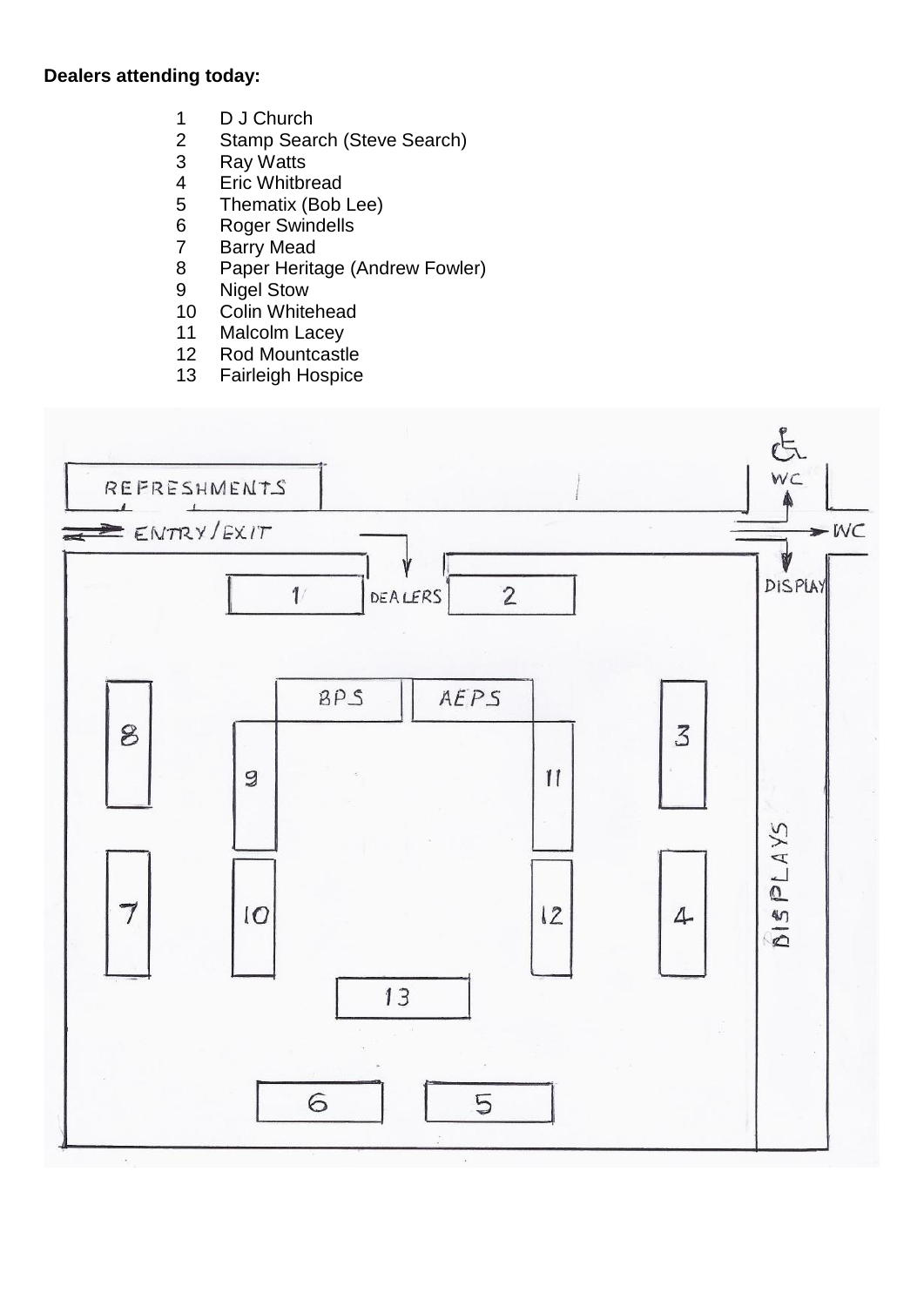**Dealers attending today:**

1 D J Church
2 Stamp Search (Steve Search)
3 Ray Watts
4 Eric Whitbread
5 Thematix (Bob Lee)
6 Roger Swindells
7 Barry Mead
8 Paper Heritage (Andrew Fowler)
9 Nigel Stow
10 Colin Whitehead
11 Malcolm Lacey
12 Rod Mountcastle
13 Fairleigh Hospice

REFRESHMENTS

WC

ENTRY/EXIT

WC

DEALERS

DISPLAY

1

2

BPS

AEPS

8

9

11

3

7

10

12

4

DISPLAYS

13

6

5